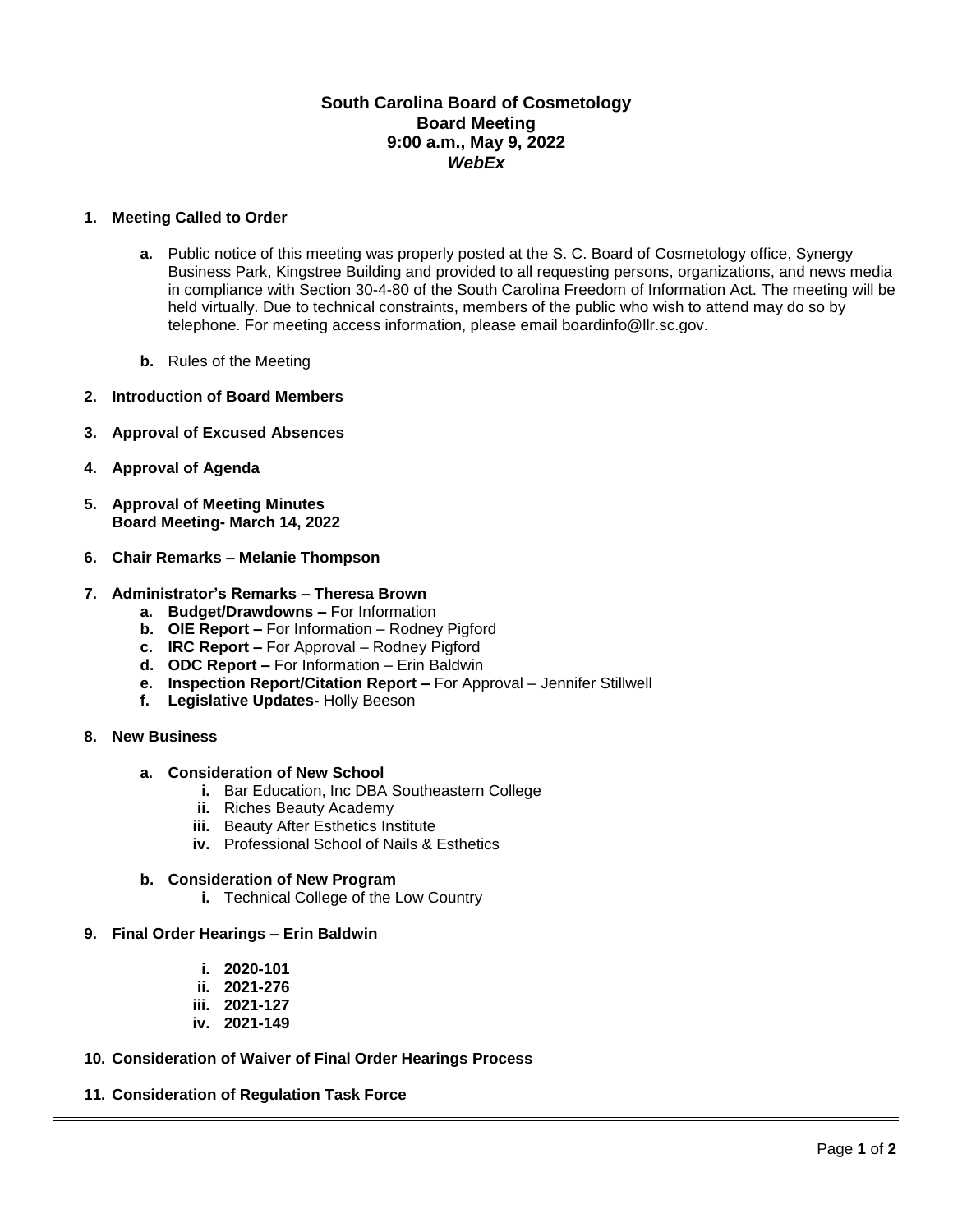# South Carolina Board of Cosmetology
## Board Meeting
## 9:00 a.m., May 9, 2022
## *WebEx*

**1. Meeting Called to Order**

   **a.** Public notice of this meeting was properly posted at the S. C. Board of Cosmetology office, Synergy Business Park, Kingstree Building and provided to all requesting persons, organizations, and news media in compliance with Section 30-4-80 of the South Carolina Freedom of Information Act. The meeting will be held virtually. Due to technical constraints, members of the public who wish to attend may do so by telephone. For meeting access information, please email boardinfo@llr.sc.gov.

   **b.** Rules of the Meeting

**2. Introduction of Board Members**

**3. Approval of Excused Absences**

**4. Approval of Agenda**

**5. Approval of Meeting Minutes**
**Board Meeting- March 14, 2022**

**6. Chair Remarks – Melanie Thompson**

**7. Administrator's Remarks – Theresa Brown**
   - **a. Budget/Drawdowns –** For Information
   - **b. OIE Report –** For Information – Rodney Pigford
   - **c. IRC Report –** For Approval – Rodney Pigford
   - **d. ODC Report –** For Information – Erin Baldwin
   - **e. Inspection Report/Citation Report –** For Approval – Jennifer Stillwell
   - **f. Legislative Updates-** Holly Beeson

**8. New Business**

   **a. Consideration of New School**
   - **i.** Bar Education, Inc DBA Southeastern College
   - **ii.** Riches Beauty Academy
   - **iii.** Beauty After Esthetics Institute
   - **iv.** Professional School of Nails & Esthetics

   **b. Consideration of New Program**
   - **i.** Technical College of the Low Country

**9. Final Order Hearings – Erin Baldwin**
   - **i. 2020-101**
   - **ii. 2021-276**
   - **iii. 2021-127**
   - **iv. 2021-149**

**10. Consideration of Waiver of Final Order Hearings Process**

**11. Consideration of Regulation Task Force**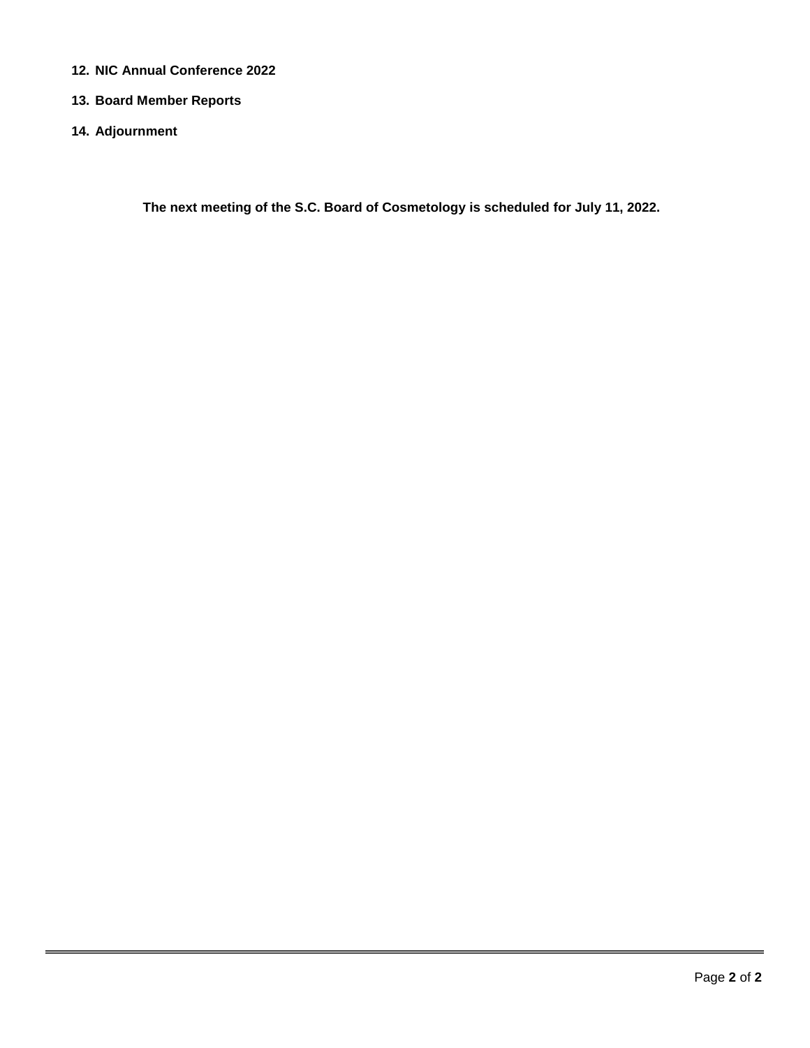12. **NIC Annual Conference 2022**

13. **Board Member Reports**

14. **Adjournment**

**The next meeting of the S.C. Board of Cosmetology is scheduled for July 11, 2022.**